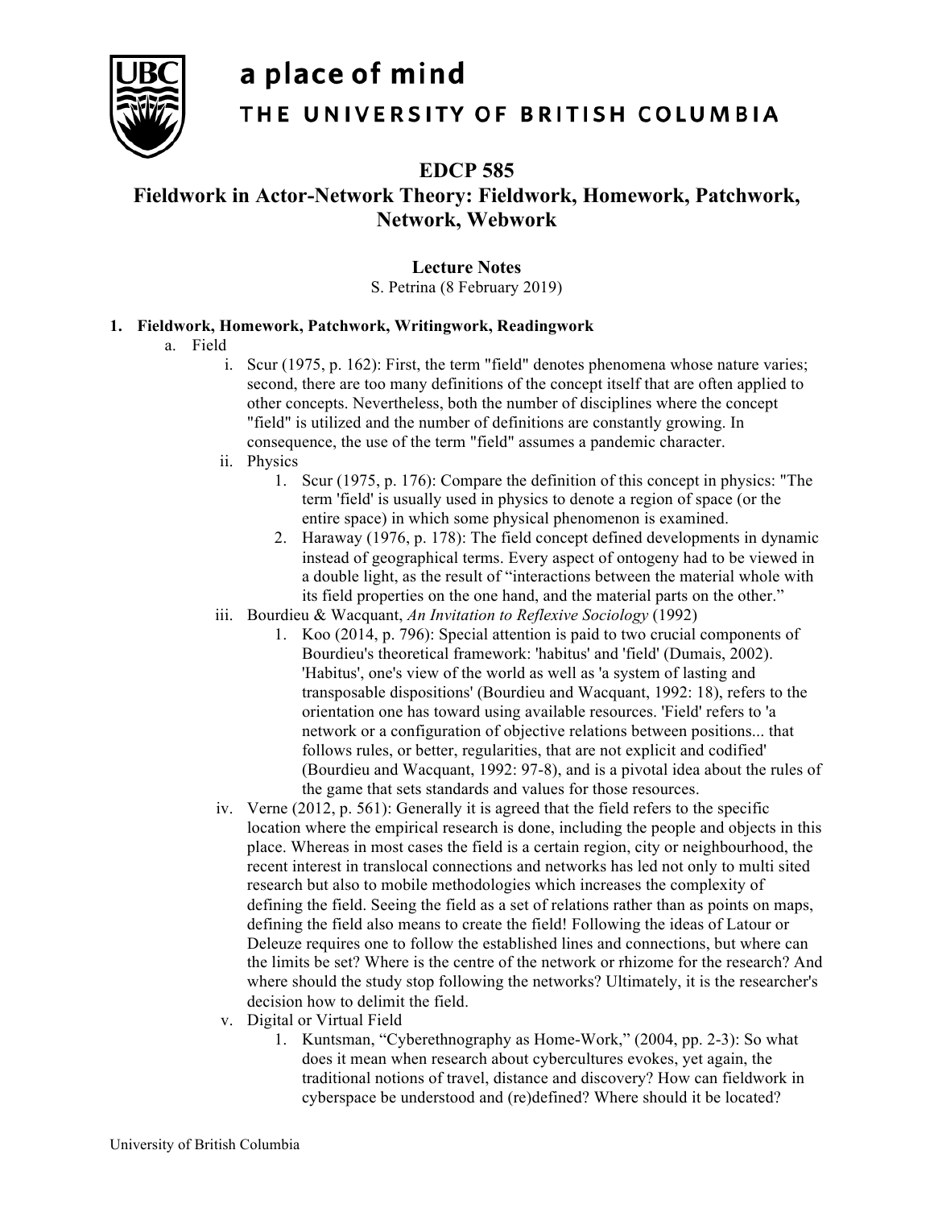a place of mind

THE UNIVERSITY OF BRITISH COLUMBIA

# EDCP 585

## Fieldwork in Actor-Network Theory: Fieldwork, Homework, Patchwork, Network, Webwork

**Lecture Notes**

S. Petrina (8 February 2019)

1. **Fieldwork, Homework, Patchwork, Writingwork, Readingwork**
   a. Field
      i. Scur (1975, p. 162): First, the term "field" denotes phenomena whose nature varies; second, there are too many definitions of the concept itself that are often applied to other concepts. Nevertheless, both the number of disciplines where the concept "field" is utilized and the number of definitions are constantly growing. In consequence, the use of the term "field" assumes a pandemic character.
      ii. Physics
         1. Scur (1975, p. 176): Compare the definition of this concept in physics: "The term 'field' is usually used in physics to denote a region of space (or the entire space) in which some physical phenomenon is examined.
         2. Haraway (1976, p. 178): The field concept defined developments in dynamic instead of geographical terms. Every aspect of ontogeny had to be viewed in a double light, as the result of "interactions between the material whole with its field properties on the one hand, and the material parts on the other."
      iii. Bourdieu & Wacquant, *An Invitation to Reflexive Sociology* (1992)
         1. Koo (2014, p. 796): Special attention is paid to two crucial components of Bourdieu's theoretical framework: 'habitus' and 'field' (Dumais, 2002). 'Habitus', one's view of the world as well as 'a system of lasting and transposable dispositions' (Bourdieu and Wacquant, 1992: 18), refers to the orientation one has toward using available resources. 'Field' refers to 'a network or a configuration of objective relations between positions... that follows rules, or better, regularities, that are not explicit and codified' (Bourdieu and Wacquant, 1992: 97-8), and is a pivotal idea about the rules of the game that sets standards and values for those resources.
      iv. Verne (2012, p. 561): Generally it is agreed that the field refers to the specific location where the empirical research is done, including the people and objects in this place. Whereas in most cases the field is a certain region, city or neighbourhood, the recent interest in translocal connections and networks has led not only to multi sited research but also to mobile methodologies which increases the complexity of defining the field. Seeing the field as a set of relations rather than as points on maps, defining the field also means to create the field! Following the ideas of Latour or Deleuze requires one to follow the established lines and connections, but where can the limits be set? Where is the centre of the network or rhizome for the research? And where should the study stop following the networks? Ultimately, it is the researcher's decision how to delimit the field.
      v. Digital or Virtual Field
         1. Kuntsman, "Cyberethnography as Home-Work," (2004, pp. 2-3): So what does it mean when research about cybercultures evokes, yet again, the traditional notions of travel, distance and discovery? How can fieldwork in cyberspace be understood and (re)defined? Where should it be located?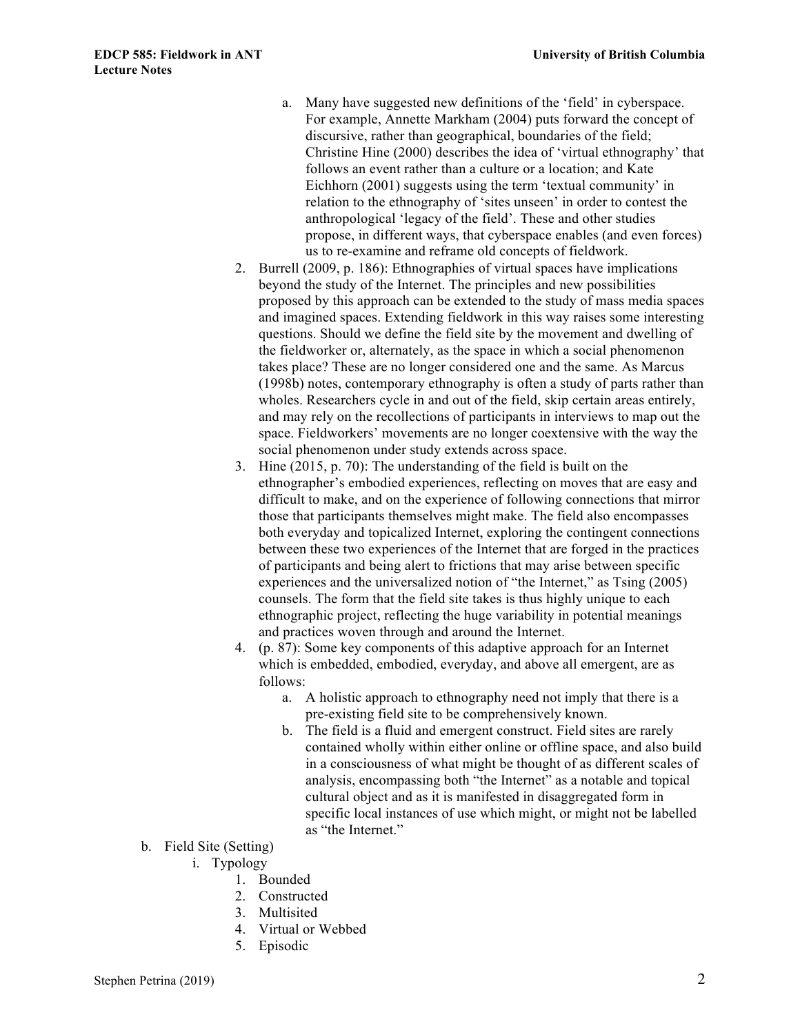a. Many have suggested new definitions of the 'field' in cyberspace. For example, Annette Markham (2004) puts forward the concept of discursive, rather than geographical, boundaries of the field; Christine Hine (2000) describes the idea of 'virtual ethnography' that follows an event rather than a culture or a location; and Kate Eichhorn (2001) suggests using the term 'textual community' in relation to the ethnography of 'sites unseen' in order to contest the anthropological 'legacy of the field'. These and other studies propose, in different ways, that cyberspace enables (and even forces) us to re-examine and reframe old concepts of fieldwork.

2. Burrell (2009, p. 186): Ethnographies of virtual spaces have implications beyond the study of the Internet. The principles and new possibilities proposed by this approach can be extended to the study of mass media spaces and imagined spaces. Extending fieldwork in this way raises some interesting questions. Should we define the field site by the movement and dwelling of the fieldworker or, alternately, as the space in which a social phenomenon takes place? These are no longer considered one and the same. As Marcus (1998b) notes, contemporary ethnography is often a study of parts rather than wholes. Researchers cycle in and out of the field, skip certain areas entirely, and may rely on the recollections of participants in interviews to map out the space. Fieldworkers' movements are no longer coextensive with the way the social phenomenon under study extends across space.
3. Hine (2015, p. 70): The understanding of the field is built on the ethnographer's embodied experiences, reflecting on moves that are easy and difficult to make, and on the experience of following connections that mirror those that participants themselves might make. The field also encompasses both everyday and topicalized Internet, exploring the contingent connections between these two experiences of the Internet that are forged in the practices of participants and being alert to frictions that may arise between specific experiences and the universalized notion of "the Internet," as Tsing (2005) counsels. The form that the field site takes is thus highly unique to each ethnographic project, reflecting the huge variability in potential meanings and practices woven through and around the Internet.
4. (p. 87): Some key components of this adaptive approach for an Internet which is embedded, embodied, everyday, and above all emergent, are as follows:
    a. A holistic approach to ethnography need not imply that there is a pre-existing field site to be comprehensively known.
    b. The field is a fluid and emergent construct. Field sites are rarely contained wholly within either online or offline space, and also build in a consciousness of what might be thought of as different scales of analysis, encompassing both "the Internet" as a notable and topical cultural object and as it is manifested in disaggregated form in specific local instances of use which might, or might not be labelled as "the Internet."

b. Field Site (Setting)
    i. Typology
        1. Bounded
        2. Constructed
        3. Multisited
        4. Virtual or Webbed
        5. Episodic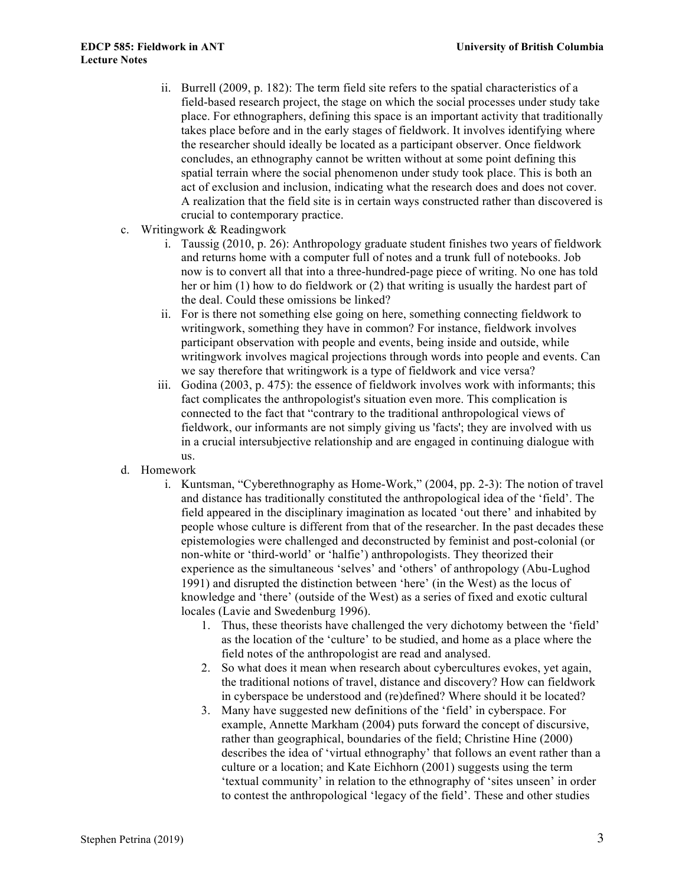ii. Burrell (2009, p. 182): The term field site refers to the spatial characteristics of a field-based research project, the stage on which the social processes under study take place. For ethnographers, defining this space is an important activity that traditionally takes place before and in the early stages of fieldwork. It involves identifying where the researcher should ideally be located as a participant observer. Once fieldwork concludes, an ethnography cannot be written without at some point defining this spatial terrain where the social phenomenon under study took place. This is both an act of exclusion and inclusion, indicating what the research does and does not cover. A realization that the field site is in certain ways constructed rather than discovered is crucial to contemporary practice.

c. Writingwork & Readingwork

i. Taussig (2010, p. 26): Anthropology graduate student finishes two years of fieldwork and returns home with a computer full of notes and a trunk full of notebooks. Job now is to convert all that into a three-hundred-page piece of writing. No one has told her or him (1) how to do fieldwork or (2) that writing is usually the hardest part of the deal. Could these omissions be linked?

ii. For is there not something else going on here, something connecting fieldwork to writingwork, something they have in common? For instance, fieldwork involves participant observation with people and events, being inside and outside, while writingwork involves magical projections through words into people and events. Can we say therefore that writingwork is a type of fieldwork and vice versa?

iii. Godina (2003, p. 475): the essence of fieldwork involves work with informants; this fact complicates the anthropologist's situation even more. This complication is connected to the fact that "contrary to the traditional anthropological views of fieldwork, our informants are not simply giving us 'facts'; they are involved with us in a crucial intersubjective relationship and are engaged in continuing dialogue with us.

d. Homework

i. Kuntsman, "Cyberethnography as Home-Work," (2004, pp. 2-3): The notion of travel and distance has traditionally constituted the anthropological idea of the 'field'. The field appeared in the disciplinary imagination as located 'out there' and inhabited by people whose culture is different from that of the researcher. In the past decades these epistemologies were challenged and deconstructed by feminist and post-colonial (or non-white or 'third-world' or 'halfie') anthropologists. They theorized their experience as the simultaneous 'selves' and 'others' of anthropology (Abu-Lughod 1991) and disrupted the distinction between 'here' (in the West) as the locus of knowledge and 'there' (outside of the West) as a series of fixed and exotic cultural locales (Lavie and Swedenburg 1996).

1. Thus, these theorists have challenged the very dichotomy between the 'field' as the location of the 'culture' to be studied, and home as a place where the field notes of the anthropologist are read and analysed.
2. So what does it mean when research about cybercultures evokes, yet again, the traditional notions of travel, distance and discovery? How can fieldwork in cyberspace be understood and (re)defined? Where should it be located?
3. Many have suggested new definitions of the 'field' in cyberspace. For example, Annette Markham (2004) puts forward the concept of discursive, rather than geographical, boundaries of the field; Christine Hine (2000) describes the idea of 'virtual ethnography' that follows an event rather than a culture or a location; and Kate Eichhorn (2001) suggests using the term 'textual community' in relation to the ethnography of 'sites unseen' in order to contest the anthropological 'legacy of the field'. These and other studies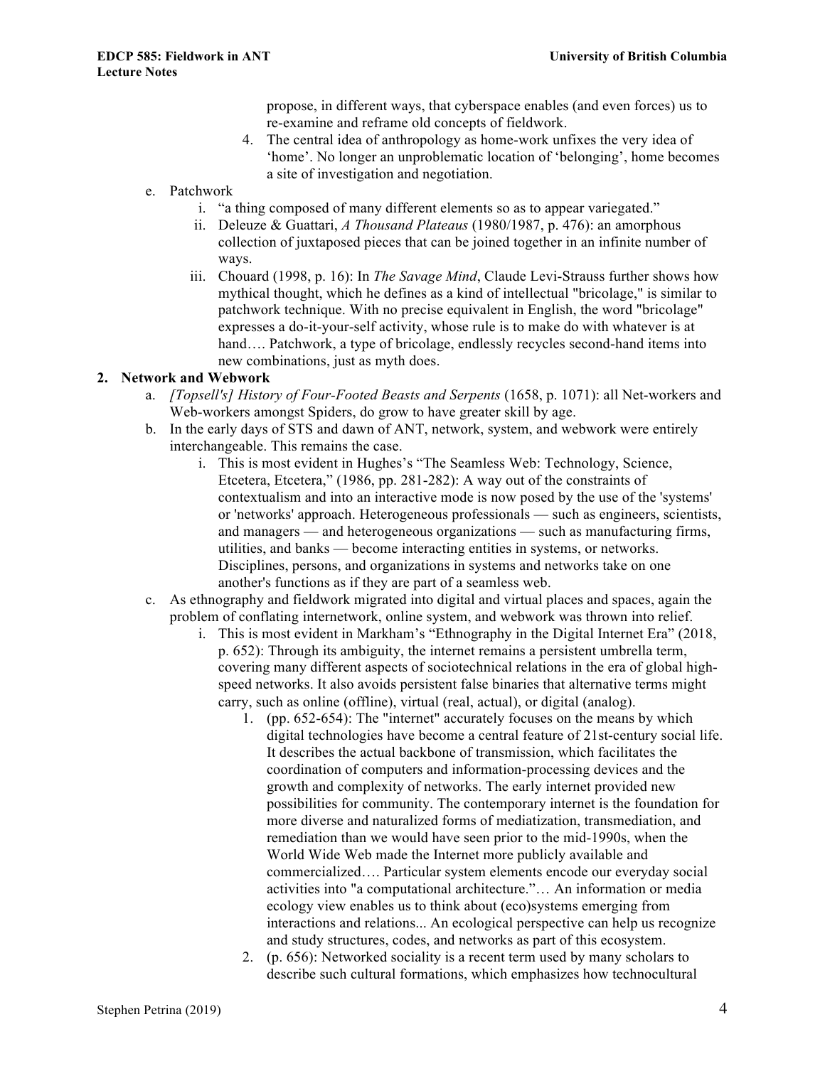propose, in different ways, that cyberspace enables (and even forces) us to re-examine and reframe old concepts of fieldwork.

4. The central idea of anthropology as home-work unfixes the very idea of 'home'. No longer an unproblematic location of 'belonging', home becomes a site of investigation and negotiation.

e. Patchwork
   i. "a thing composed of many different elements so as to appear variegated."
   ii. Deleuze & Guattari, *A Thousand Plateaus* (1980/1987, p. 476): an amorphous collection of juxtaposed pieces that can be joined together in an infinite number of ways.
   iii. Chouard (1998, p. 16): In *The Savage Mind*, Claude Levi-Strauss further shows how mythical thought, which he defines as a kind of intellectual "bricolage," is similar to patchwork technique. With no precise equivalent in English, the word "bricolage" expresses a do-it-your-self activity, whose rule is to make do with whatever is at hand…. Patchwork, a type of bricolage, endlessly recycles second-hand items into new combinations, just as myth does.

**2. Network and Webwork**

a. *[Topsell's] History of Four-Footed Beasts and Serpents* (1658, p. 1071): all Net-workers and Web-workers amongst Spiders, do grow to have greater skill by age.

b. In the early days of STS and dawn of ANT, network, system, and webwork were entirely interchangeable. This remains the case.
   i. This is most evident in Hughes's "The Seamless Web: Technology, Science, Etcetera, Etcetera," (1986, pp. 281-282): A way out of the constraints of contextualism and into an interactive mode is now posed by the use of the 'systems' or 'networks' approach. Heterogeneous professionals — such as engineers, scientists, and managers — and heterogeneous organizations — such as manufacturing firms, utilities, and banks — become interacting entities in systems, or networks. Disciplines, persons, and organizations in systems and networks take on one another's functions as if they are part of a seamless web.

c. As ethnography and fieldwork migrated into digital and virtual places and spaces, again the problem of conflating internetwork, online system, and webwork was thrown into relief.
   i. This is most evident in Markham's "Ethnography in the Digital Internet Era" (2018, p. 652): Through its ambiguity, the internet remains a persistent umbrella term, covering many different aspects of sociotechnical relations in the era of global high-speed networks. It also avoids persistent false binaries that alternative terms might carry, such as online (offline), virtual (real, actual), or digital (analog).
      1. (pp. 652-654): The "internet" accurately focuses on the means by which digital technologies have become a central feature of 21st-century social life. It describes the actual backbone of transmission, which facilitates the coordination of computers and information-processing devices and the growth and complexity of networks. The early internet provided new possibilities for community. The contemporary internet is the foundation for more diverse and naturalized forms of mediatization, transmediation, and remediation than we would have seen prior to the mid-1990s, when the World Wide Web made the Internet more publicly available and commercialized…. Particular system elements encode our everyday social activities into "a computational architecture."… An information or media ecology view enables us to think about (eco)systems emerging from interactions and relations... An ecological perspective can help us recognize and study system structures, codes, and networks as part of this ecosystem.
      2. (p. 656): Networked sociality is a recent term used by many scholars to describe such cultural formations, which emphasizes how technocultural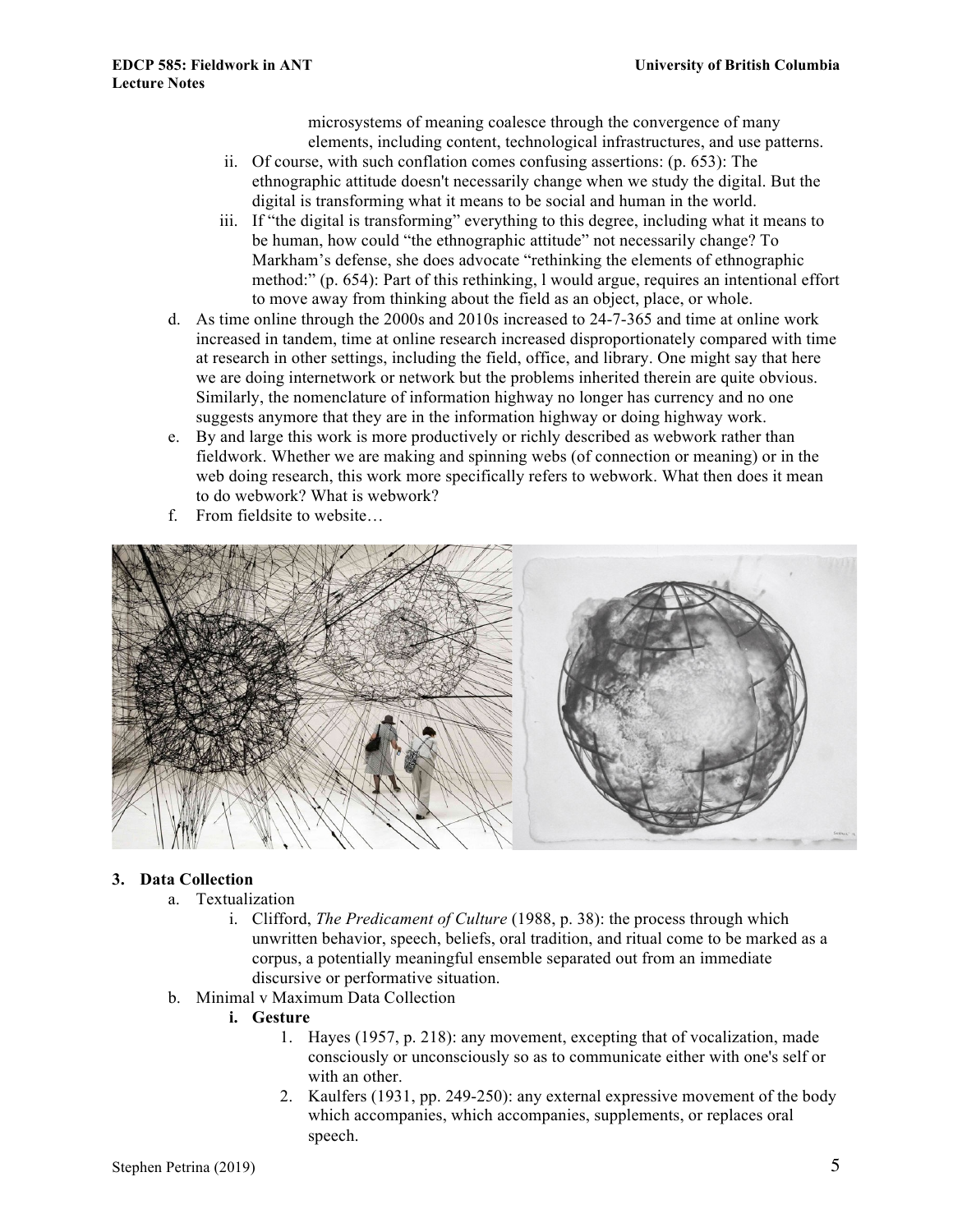microsystems of meaning coalesce through the convergence of many elements, including content, technological infrastructures, and use patterns.

ii. Of course, with such conflation comes confusing assertions: (p. 653): The ethnographic attitude doesn't necessarily change when we study the digital. But the digital is transforming what it means to be social and human in the world.

iii. If "the digital is transforming" everything to this degree, including what it means to be human, how could "the ethnographic attitude" not necessarily change? To Markham's defense, she does advocate "rethinking the elements of ethnographic method:" (p. 654): Part of this rethinking, l would argue, requires an intentional effort to move away from thinking about the field as an object, place, or whole.

d. As time online through the 2000s and 2010s increased to 24-7-365 and time at online work increased in tandem, time at online research increased disproportionately compared with time at research in other settings, including the field, office, and library. One might say that here we are doing internetwork or network but the problems inherited therein are quite obvious. Similarly, the nomenclature of information highway no longer has currency and no one suggests anymore that they are in the information highway or doing highway work.

e. By and large this work is more productively or richly described as webwork rather than fieldwork. Whether we are making and spinning webs (of connection or meaning) or in the web doing research, this work more specifically refers to webwork. What then does it mean to do webwork? What is webwork?

f. From fieldsite to website…

## 3. Data Collection

a. Textualization

i. Clifford, *The Predicament of Culture* (1988, p. 38): the process through which unwritten behavior, speech, beliefs, oral tradition, and ritual come to be marked as a corpus, a potentially meaningful ensemble separated out from an immediate discursive or performative situation.

b. Minimal v Maximum Data Collection

**i. Gesture**

1. Hayes (1957, p. 218): any movement, excepting that of vocalization, made consciously or unconsciously so as to communicate either with one's self or with an other.
2. Kaulfers (1931, pp. 249-250): any external expressive movement of the body which accompanies, which accompanies, supplements, or replaces oral speech.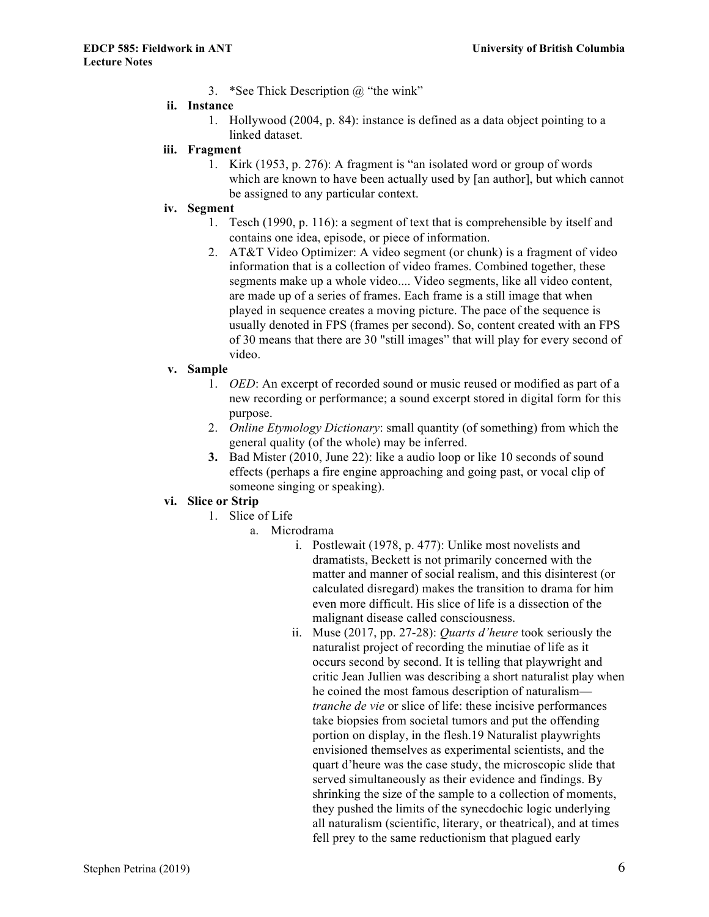3. *See Thick Description @ "the wink"

**ii. Instance**

1. Hollywood (2004, p. 84): instance is defined as a data object pointing to a linked dataset.

**iii. Fragment**

1. Kirk (1953, p. 276): A fragment is "an isolated word or group of words which are known to have been actually used by [an author], but which cannot be assigned to any particular context.

**iv. Segment**

1. Tesch (1990, p. 116): a segment of text that is comprehensible by itself and contains one idea, episode, or piece of information.
2. AT&T Video Optimizer: A video segment (or chunk) is a fragment of video information that is a collection of video frames. Combined together, these segments make up a whole video.... Video segments, like all video content, are made up of a series of frames. Each frame is a still image that when played in sequence creates a moving picture. The pace of the sequence is usually denoted in FPS (frames per second). So, content created with an FPS of 30 means that there are 30 "still images" that will play for every second of video.

**v. Sample**

1. *OED*: An excerpt of recorded sound or music reused or modified as part of a new recording or performance; a sound excerpt stored in digital form for this purpose.
2. *Online Etymology Dictionary*: small quantity (of something) from which the general quality (of the whole) may be inferred.
3. Bad Mister (2010, June 22): like a audio loop or like 10 seconds of sound effects (perhaps a fire engine approaching and going past, or vocal clip of someone singing or speaking).

**vi. Slice or Strip**

1. Slice of Life
   a. Microdrama
      i. Postlewait (1978, p. 477): Unlike most novelists and dramatists, Beckett is not primarily concerned with the matter and manner of social realism, and this disinterest (or calculated disregard) makes the transition to drama for him even more difficult. His slice of life is a dissection of the malignant disease called consciousness.
      ii. Muse (2017, pp. 27-28): *Quarts d'heure* took seriously the naturalist project of recording the minutiae of life as it occurs second by second. It is telling that playwright and critic Jean Jullien was describing a short naturalist play when he coined the most famous description of naturalism—*tranche de vie* or slice of life: these incisive performances take biopsies from societal tumors and put the offending portion on display, in the flesh.19 Naturalist playwrights envisioned themselves as experimental scientists, and the quart d'heure was the case study, the microscopic slide that served simultaneously as their evidence and findings. By shrinking the size of the sample to a collection of moments, they pushed the limits of the synecdochic logic underlying all naturalism (scientific, literary, or theatrical), and at times fell prey to the same reductionism that plagued early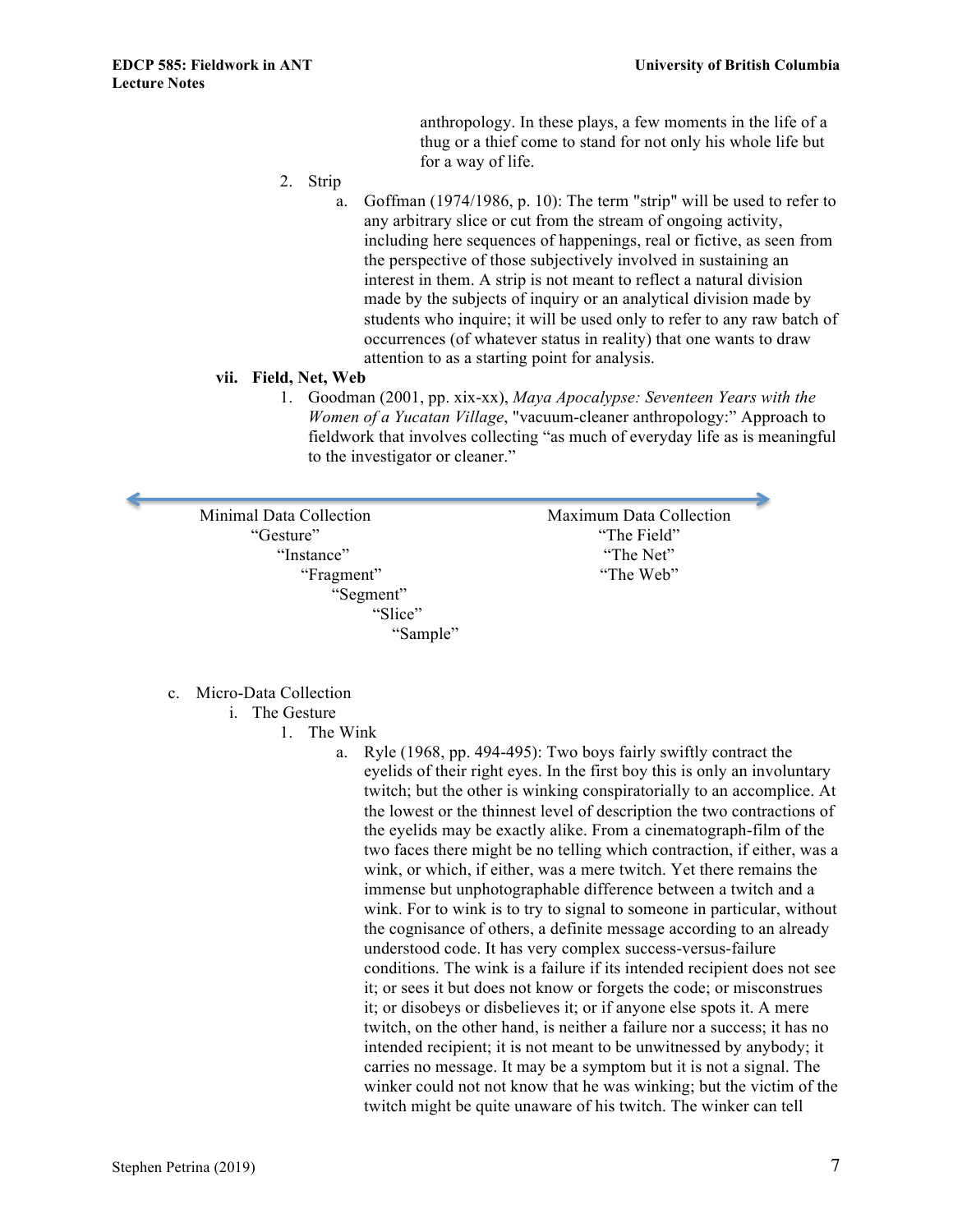anthropology. In these plays, a few moments in the life of a thug or a thief come to stand for not only his whole life but for a way of life.

2. Strip
    a. Goffman (1974/1986, p. 10): The term "strip" will be used to refer to any arbitrary slice or cut from the stream of ongoing activity, including here sequences of happenings, real or fictive, as seen from the perspective of those subjectively involved in sustaining an interest in them. A strip is not meant to reflect a natural division made by the subjects of inquiry or an analytical division made by students who inquire; it will be used only to refer to any raw batch of occurrences (of whatever status in reality) that one wants to draw attention to as a starting point for analysis.

**vii. Field, Net, Web**

1. Goodman (2001, pp. xix-xx), *Maya Apocalypse: Seventeen Years with the Women of a Yucatan Village*, "vacuum-cleaner anthropology:" Approach to fieldwork that involves collecting "as much of everyday life as is meaningful to the investigator or cleaner."

↔

| Minimal Data Collection | Maximum Data Collection |
|---|---|
| "Gesture" | "The Field" |
| "Instance" | "The Net" |
| "Fragment" | "The Web" |
| "Segment" | |
| "Slice" | |
| "Sample" | |

c. Micro-Data Collection
    i. The Gesture
        1. The Wink
            a. Ryle (1968, pp. 494-495): Two boys fairly swiftly contract the eyelids of their right eyes. In the first boy this is only an involuntary twitch; but the other is winking conspiratorially to an accomplice. At the lowest or the thinnest level of description the two contractions of the eyelids may be exactly alike. From a cinematograph-film of the two faces there might be no telling which contraction, if either, was a wink, or which, if either, was a mere twitch. Yet there remains the immense but unphotographable difference between a twitch and a wink. For to wink is to try to signal to someone in particular, without the cognisance of others, a definite message according to an already understood code. It has very complex success-versus-failure conditions. The wink is a failure if its intended recipient does not see it; or sees it but does not know or forgets the code; or misconstrues it; or disobeys or disbelieves it; or if anyone else spots it. A mere twitch, on the other hand, is neither a failure nor a success; it has no intended recipient; it is not meant to be unwitnessed by anybody; it carries no message. It may be a symptom but it is not a signal. The winker could not not know that he was winking; but the victim of the twitch might be quite unaware of his twitch. The winker can tell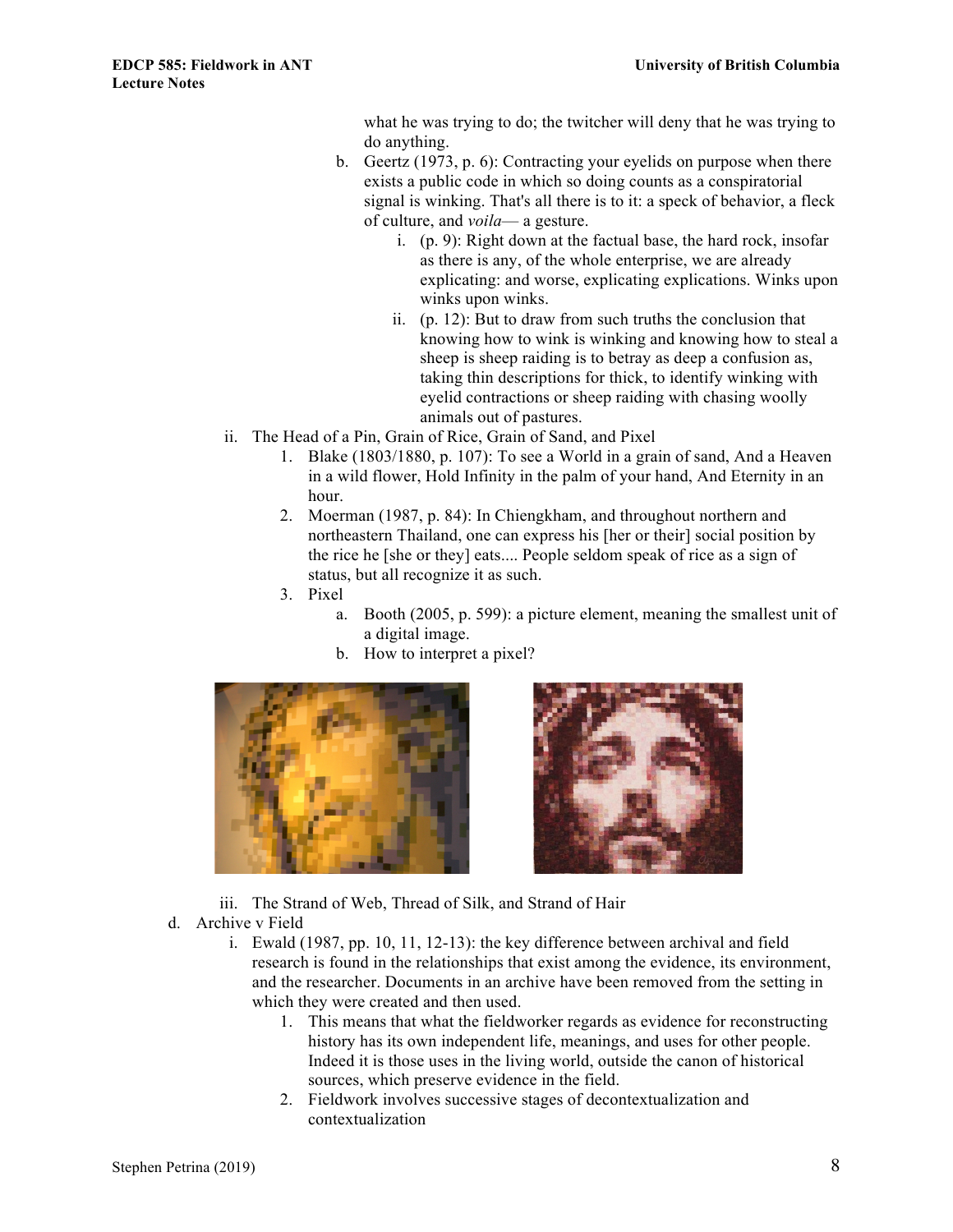what he was trying to do; the twitcher will deny that he was trying to do anything.

   b. Geertz (1973, p. 6): Contracting your eyelids on purpose when there exists a public code in which so doing counts as a conspiratorial signal is winking. That's all there is to it: a speck of behavior, a fleck of culture, and *voila*— a gesture.
      i. (p. 9): Right down at the factual base, the hard rock, insofar as there is any, of the whole enterprise, we are already explicating: and worse, explicating explications. Winks upon winks upon winks.
      ii. (p. 12): But to draw from such truths the conclusion that knowing how to wink is winking and knowing how to steal a sheep is sheep raiding is to betray as deep a confusion as, taking thin descriptions for thick, to identify winking with eyelid contractions or sheep raiding with chasing woolly animals out of pastures.

ii. The Head of a Pin, Grain of Rice, Grain of Sand, and Pixel
   1. Blake (1803/1880, p. 107): To see a World in a grain of sand, And a Heaven in a wild flower, Hold Infinity in the palm of your hand, And Eternity in an hour.
   2. Moerman (1987, p. 84): In Chiengkham, and throughout northern and northeastern Thailand, one can express his [her or their] social position by the rice he [she or they] eats.... People seldom speak of rice as a sign of status, but all recognize it as such.
   3. Pixel
      a. Booth (2005, p. 599): a picture element, meaning the smallest unit of a digital image.
      b. How to interpret a pixel?

iii. The Strand of Web, Thread of Silk, and Strand of Hair

d. Archive v Field
   i. Ewald (1987, pp. 10, 11, 12-13): the key difference between archival and field research is found in the relationships that exist among the evidence, its environment, and the researcher. Documents in an archive have been removed from the setting in which they were created and then used.
      1. This means that what the fieldworker regards as evidence for reconstructing history has its own independent life, meanings, and uses for other people. Indeed it is those uses in the living world, outside the canon of historical sources, which preserve evidence in the field.
      2. Fieldwork involves successive stages of decontextualization and contextualization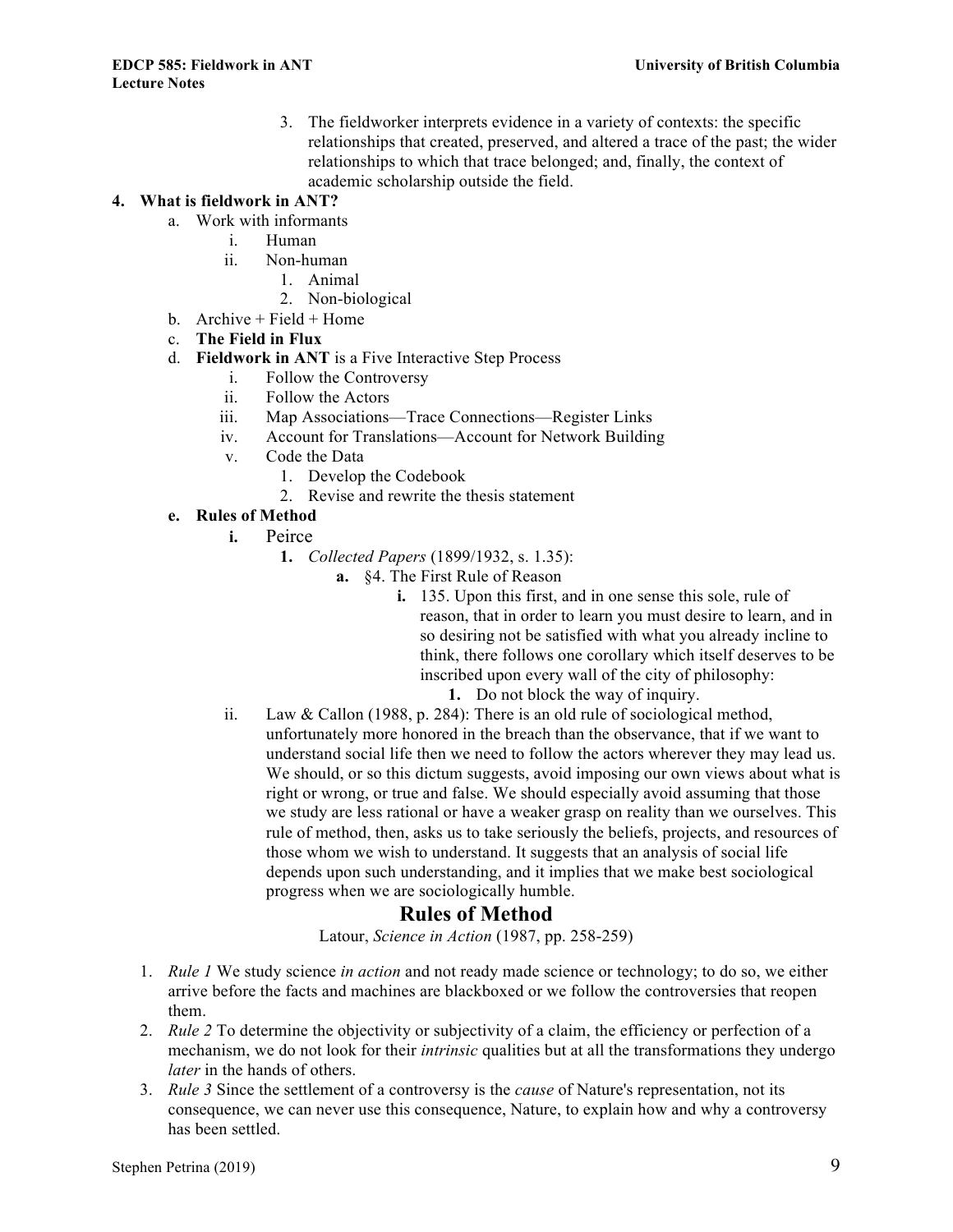3. The fieldworker interprets evidence in a variety of contexts: the specific relationships that created, preserved, and altered a trace of the past; the wider relationships to which that trace belonged; and, finally, the context of academic scholarship outside the field.

**4. What is fieldwork in ANT?**

- a. Work with informants
  - i. Human
  - ii. Non-human
    1. Animal
    2. Non-biological
- b. Archive + Field + Home
- c. **The Field in Flux**
- d. **Fieldwork in ANT** is a Five Interactive Step Process
  - i. Follow the Controversy
  - ii. Follow the Actors
  - iii. Map Associations—Trace Connections—Register Links
  - iv. Account for Translations—Account for Network Building
  - v. Code the Data
    1. Develop the Codebook
    2. Revise and rewrite the thesis statement
- **e. Rules of Method**
  - **i.** Peirce
    - **1.** *Collected Papers* (1899/1932, s. 1.35):
      - **a.** §4. The First Rule of Reason
        - **i.** 135. Upon this first, and in one sense this sole, rule of reason, that in order to learn you must desire to learn, and in so desiring not be satisfied with what you already incline to think, there follows one corollary which itself deserves to be inscribed upon every wall of the city of philosophy:
          - **1.** Do not block the way of inquiry.
  - ii. Law & Callon (1988, p. 284): There is an old rule of sociological method, unfortunately more honored in the breach than the observance, that if we want to understand social life then we need to follow the actors wherever they may lead us. We should, or so this dictum suggests, avoid imposing our own views about what is right or wrong, or true and false. We should especially avoid assuming that those we study are less rational or have a weaker grasp on reality than we ourselves. This rule of method, then, asks us to take seriously the beliefs, projects, and resources of those whom we wish to understand. It suggests that an analysis of social life depends upon such understanding, and it implies that we make best sociological progress when we are sociologically humble.

## Rules of Method

Latour, *Science in Action* (1987, pp. 258-259)

1. *Rule 1* We study science *in action* and not ready made science or technology; to do so, we either arrive before the facts and machines are blackboxed or we follow the controversies that reopen them.
2. *Rule 2* To determine the objectivity or subjectivity of a claim, the efficiency or perfection of a mechanism, we do not look for their *intrinsic* qualities but at all the transformations they undergo *later* in the hands of others.
3. *Rule 3* Since the settlement of a controversy is the *cause* of Nature's representation, not its consequence, we can never use this consequence, Nature, to explain how and why a controversy has been settled.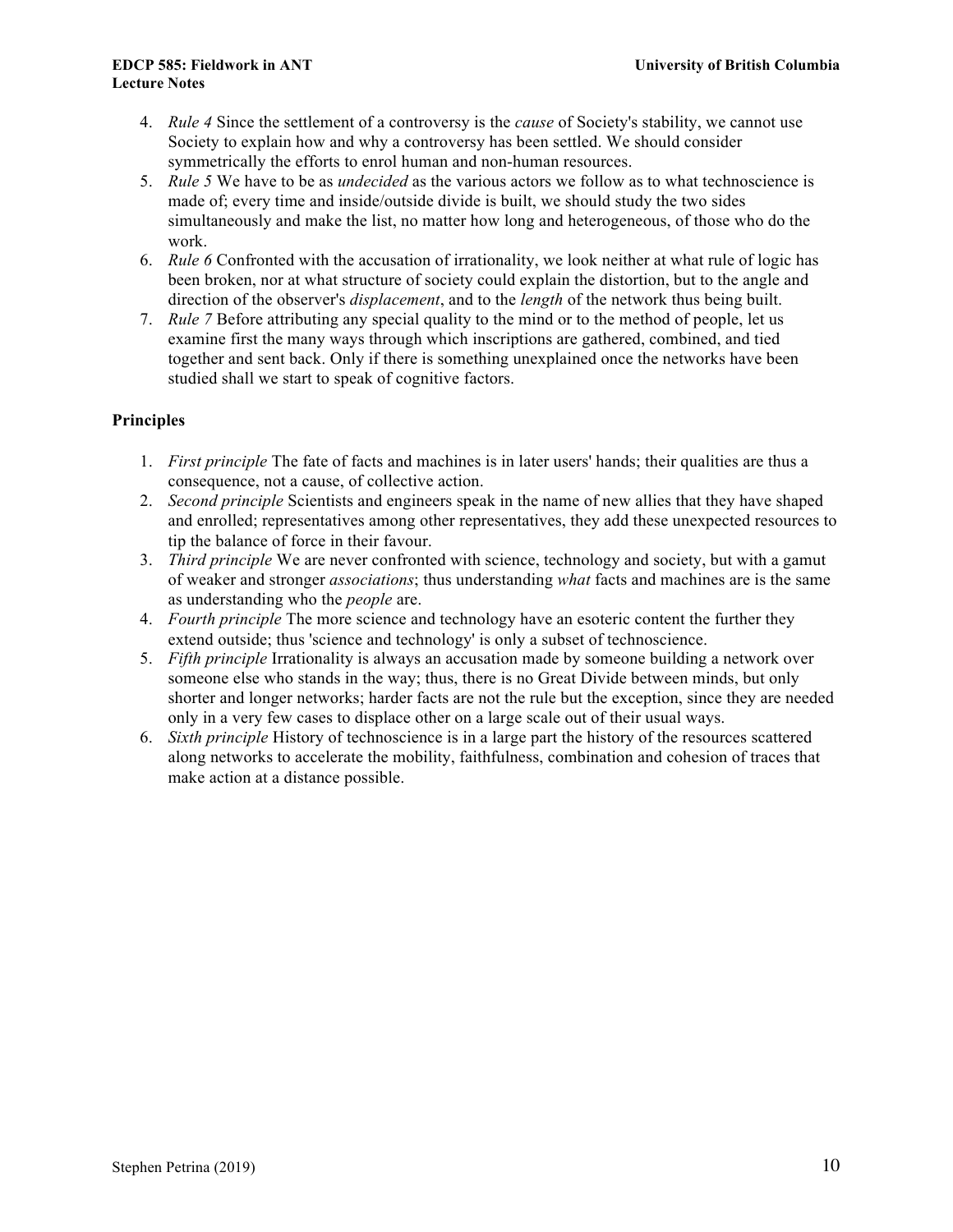4. *Rule 4* Since the settlement of a controversy is the *cause* of Society's stability, we cannot use Society to explain how and why a controversy has been settled. We should consider symmetrically the efforts to enrol human and non-human resources.
5. *Rule 5* We have to be as *undecided* as the various actors we follow as to what technoscience is made of; every time and inside/outside divide is built, we should study the two sides simultaneously and make the list, no matter how long and heterogeneous, of those who do the work.
6. *Rule 6* Confronted with the accusation of irrationality, we look neither at what rule of logic has been broken, nor at what structure of society could explain the distortion, but to the angle and direction of the observer's *displacement*, and to the *length* of the network thus being built.
7. *Rule 7* Before attributing any special quality to the mind or to the method of people, let us examine first the many ways through which inscriptions are gathered, combined, and tied together and sent back. Only if there is something unexplained once the networks have been studied shall we start to speak of cognitive factors.

**Principles**

1. *First principle* The fate of facts and machines is in later users' hands; their qualities are thus a consequence, not a cause, of collective action.
2. *Second principle* Scientists and engineers speak in the name of new allies that they have shaped and enrolled; representatives among other representatives, they add these unexpected resources to tip the balance of force in their favour.
3. *Third principle* We are never confronted with science, technology and society, but with a gamut of weaker and stronger *associations*; thus understanding *what* facts and machines are is the same as understanding who the *people* are.
4. *Fourth principle* The more science and technology have an esoteric content the further they extend outside; thus 'science and technology' is only a subset of technoscience.
5. *Fifth principle* Irrationality is always an accusation made by someone building a network over someone else who stands in the way; thus, there is no Great Divide between minds, but only shorter and longer networks; harder facts are not the rule but the exception, since they are needed only in a very few cases to displace other on a large scale out of their usual ways.
6. *Sixth principle* History of technoscience is in a large part the history of the resources scattered along networks to accelerate the mobility, faithfulness, combination and cohesion of traces that make action at a distance possible.